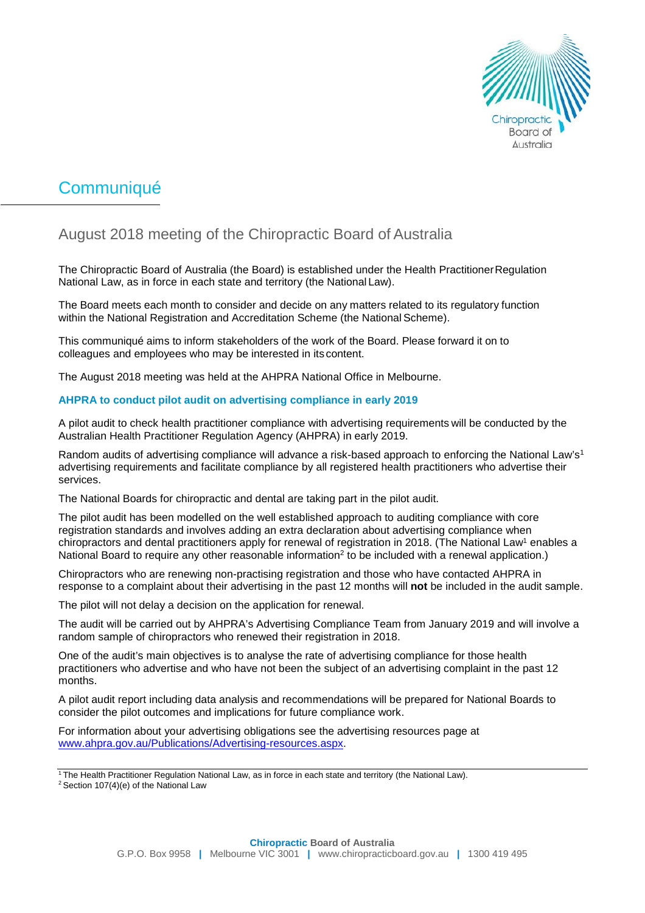# Communiqué

## August 2018 meeting of the Chiropractic Board of Australia

The Chiropractic Board of Australia (the Board) is established under the Health Practitioner Regulation National Law, as in force in each state and territory (the National Law).

The Board meets each month to consider and decide on any matters related to its regulatory function within the National Registration and Accreditation Scheme (the National Scheme).

This communiqué aims to inform stakeholders of the work of the Board. Please forward it on to colleagues and employees who may be interested in its content.

The August 2018 meeting was held at the AHPRA National Office in Melbourne.

### AHPRA to conduct pilot audit on advertising compliance in early 2019

A pilot audit to check health practitioner compliance with advertising requirements will be conducted by the Australian Health Practitioner Regulation Agency (AHPRA) in early 2019.

Random audits of advertising compliance will advance a risk-based approach to enforcing the National Law's[1] advertising requirements and facilitate compliance by all registered health practitioners who advertise their services.

The National Boards for chiropractic and dental are taking part in the pilot audit.

The pilot audit has been modelled on the well established approach to auditing compliance with core registration standards and involves adding an extra declaration about advertising compliance when chiropractors and dental practitioners apply for renewal of registration in 2018. (The National Law[1] enables a National Board to require any other reasonable information[2] to be included with a renewal application.)

Chiropractors who are renewing non-practising registration and those who have contacted AHPRA in response to a complaint about their advertising in the past 12 months will **not** be included in the audit sample.

The pilot will not delay a decision on the application for renewal.

The audit will be carried out by AHPRA's Advertising Compliance Team from January 2019 and will involve a random sample of chiropractors who renewed their registration in 2018.

One of the audit's main objectives is to analyse the rate of advertising compliance for those health practitioners who advertise and who have not been the subject of an advertising complaint in the past 12 months.

A pilot audit report including data analysis and recommendations will be prepared for National Boards to consider the pilot outcomes and implications for future compliance work.

For information about your advertising obligations see the advertising resources page at [www.ahpra.gov.au/Publications/Advertising-resources.aspx](www.ahpra.gov.au/Publications/Advertising-resources.aspx).

---

[1] The Health Practitioner Regulation National Law, as in force in each state and territory (the National Law).

[2] Section 107(4)(e) of the National Law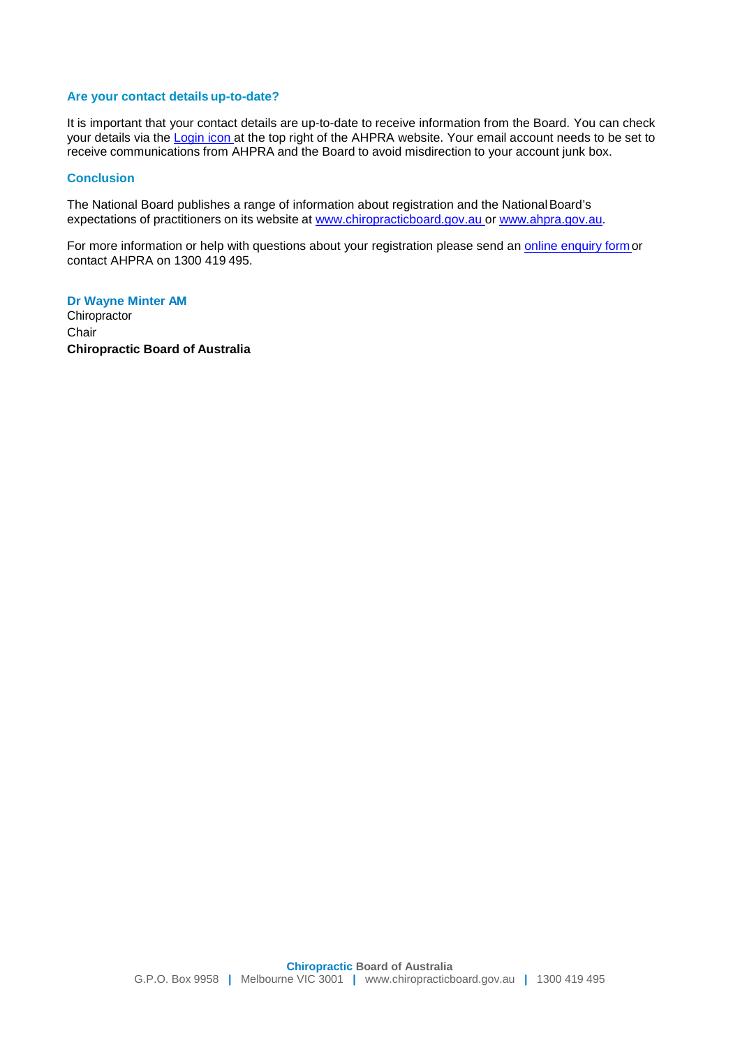## Are your contact details up-to-date?

It is important that your contact details are up-to-date to receive information from the Board. You can check your details via the Login icon at the top right of the AHPRA website. Your email account needs to be set to receive communications from AHPRA and the Board to avoid misdirection to your account junk box.

## Conclusion

The National Board publishes a range of information about registration and the National Board's expectations of practitioners on its website at www.chiropracticboard.gov.au or www.ahpra.gov.au.

For more information or help with questions about your registration please send an online enquiry form or contact AHPRA on 1300 419 495.

**Dr Wayne Minter AM**
Chiropractor
Chair
**Chiropractic Board of Australia**